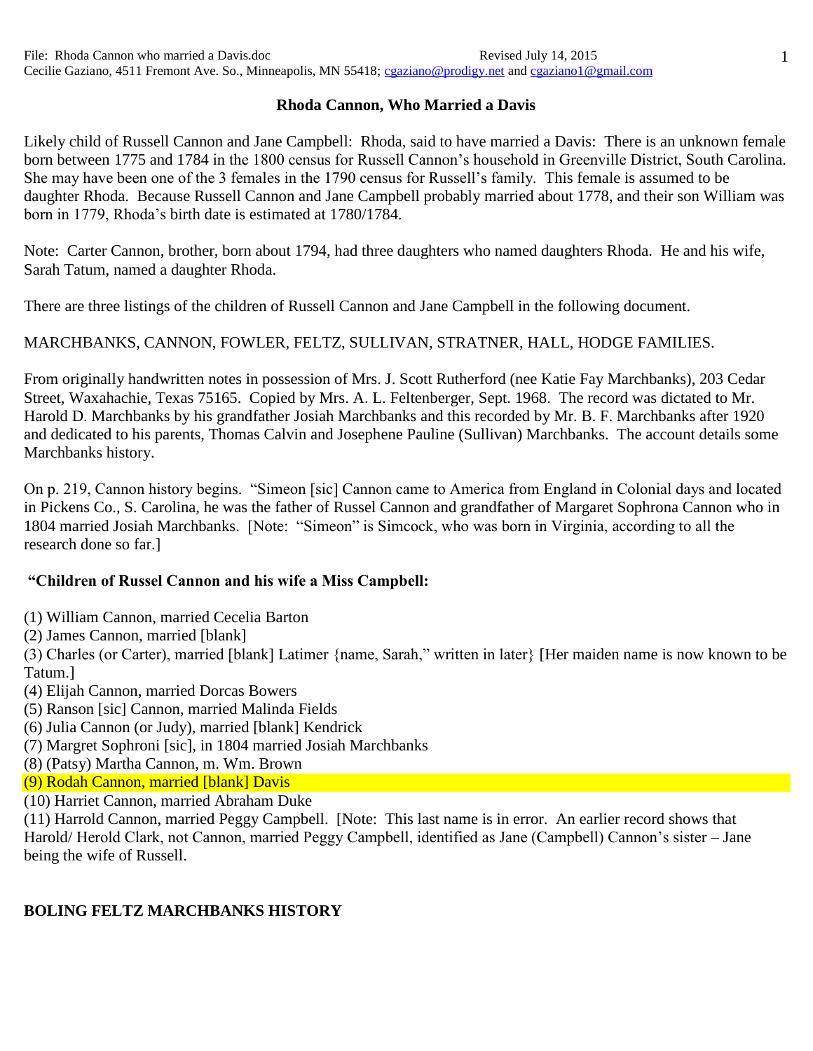File: Rhoda Cannon who married a Davis.doc Revised July 14, 2015
Cecilie Gaziano, 4511 Fremont Ave. So., Minneapolis, MN 55418; cgaziano@prodigy.net and cgaziano1@gmail.com

# Rhoda Cannon, Who Married a Davis

Likely child of Russell Cannon and Jane Campbell: Rhoda, said to have married a Davis: There is an unknown female born between 1775 and 1784 in the 1800 census for Russell Cannon's household in Greenville District, South Carolina. She may have been one of the 3 females in the 1790 census for Russell's family. This female is assumed to be daughter Rhoda. Because Russell Cannon and Jane Campbell probably married about 1778, and their son William was born in 1779, Rhoda's birth date is estimated at 1780/1784.

Note: Carter Cannon, brother, born about 1794, had three daughters who named daughters Rhoda. He and his wife, Sarah Tatum, named a daughter Rhoda.

There are three listings of the children of Russell Cannon and Jane Campbell in the following document.

MARCHBANKS, CANNON, FOWLER, FELTZ, SULLIVAN, STRATNER, HALL, HODGE FAMILIES.

From originally handwritten notes in possession of Mrs. J. Scott Rutherford (nee Katie Fay Marchbanks), 203 Cedar Street, Waxahachie, Texas 75165. Copied by Mrs. A. L. Feltenberger, Sept. 1968. The record was dictated to Mr. Harold D. Marchbanks by his grandfather Josiah Marchbanks and this recorded by Mr. B. F. Marchbanks after 1920 and dedicated to his parents, Thomas Calvin and Josephene Pauline (Sullivan) Marchbanks. The account details some Marchbanks history.

On p. 219, Cannon history begins. "Simeon [sic] Cannon came to America from England in Colonial days and located in Pickens Co., S. Carolina, he was the father of Russel Cannon and grandfather of Margaret Sophrona Cannon who in 1804 married Josiah Marchbanks. [Note: "Simeon" is Simcock, who was born in Virginia, according to all the research done so far.]

**"Children of Russel Cannon and his wife a Miss Campbell:**

(1) William Cannon, married Cecelia Barton
(2) James Cannon, married [blank]
(3) Charles (or Carter), married [blank] Latimer {name, Sarah," written in later} [Her maiden name is now known to be Tatum.]
(4) Elijah Cannon, married Dorcas Bowers
(5) Ranson [sic] Cannon, married Malinda Fields
(6) Julia Cannon (or Judy), married [blank] Kendrick
(7) Margret Sophroni [sic], in 1804 married Josiah Marchbanks
(8) (Patsy) Martha Cannon, m. Wm. Brown
(9) Rodah Cannon, married [blank] Davis
(10) Harriet Cannon, married Abraham Duke
(11) Harrold Cannon, married Peggy Campbell. [Note: This last name is in error. An earlier record shows that Harold/ Herold Clark, not Cannon, married Peggy Campbell, identified as Jane (Campbell) Cannon's sister – Jane being the wife of Russell.

**BOLING FELTZ MARCHBANKS HISTORY**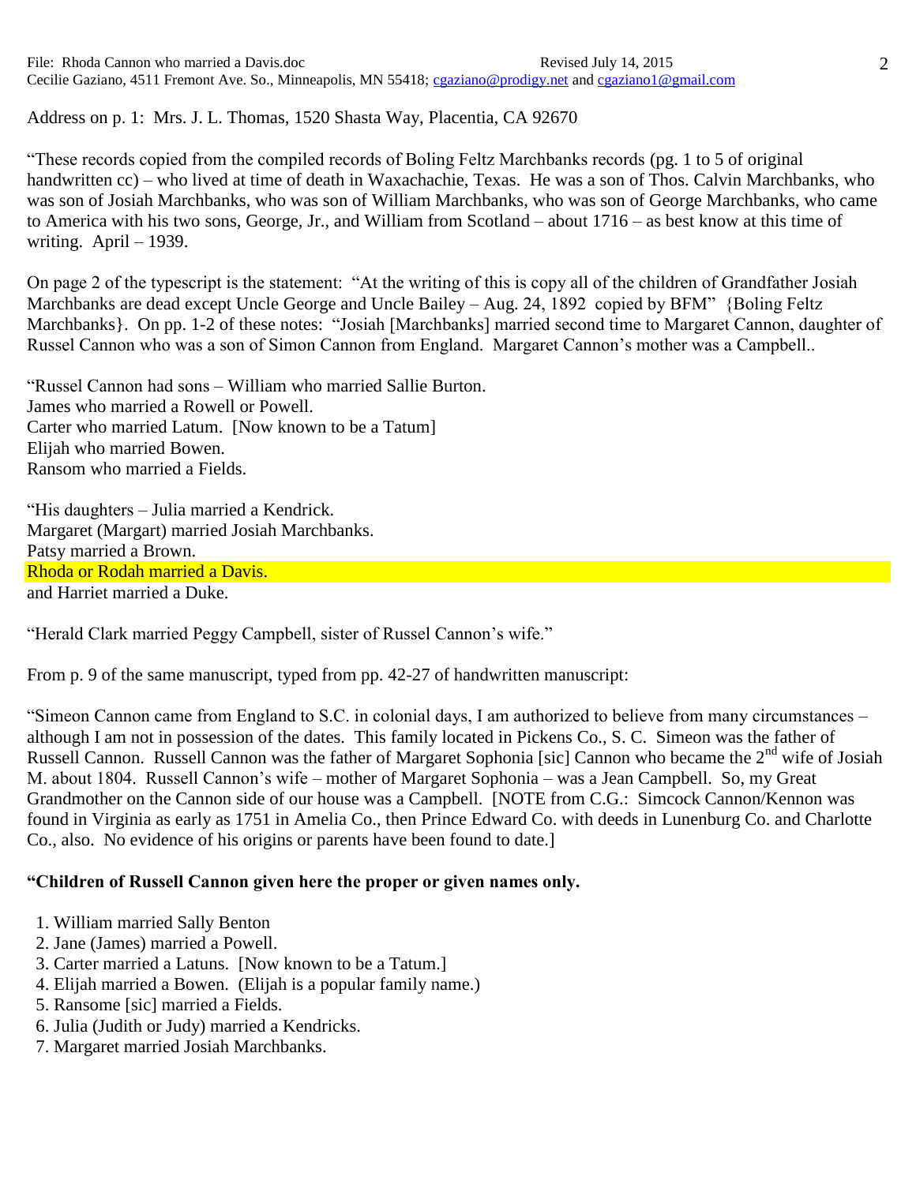Address on p. 1: Mrs. J. L. Thomas, 1520 Shasta Way, Placentia, CA 92670

"These records copied from the compiled records of Boling Feltz Marchbanks records (pg. 1 to 5 of original handwritten cc) – who lived at time of death in Waxachachie, Texas. He was a son of Thos. Calvin Marchbanks, who was son of Josiah Marchbanks, who was son of William Marchbanks, who was son of George Marchbanks, who came to America with his two sons, George, Jr., and William from Scotland – about 1716 – as best know at this time of writing. April – 1939.

On page 2 of the typescript is the statement: "At the writing of this is copy all of the children of Grandfather Josiah Marchbanks are dead except Uncle George and Uncle Bailey – Aug. 24, 1892 copied by BFM" {Boling Feltz Marchbanks}. On pp. 1-2 of these notes: "Josiah [Marchbanks] married second time to Margaret Cannon, daughter of Russel Cannon who was a son of Simon Cannon from England. Margaret Cannon's mother was a Campbell..

"Russel Cannon had sons – William who married Sallie Burton.
James who married a Rowell or Powell.
Carter who married Latum. [Now known to be a Tatum]
Elijah who married Bowen.
Ransom who married a Fields.

"His daughters – Julia married a Kendrick.
Margaret (Margart) married Josiah Marchbanks.
Patsy married a Brown.
Rhoda or Rodah married a Davis.
and Harriet married a Duke.

"Herald Clark married Peggy Campbell, sister of Russel Cannon's wife."

From p. 9 of the same manuscript, typed from pp. 42-27 of handwritten manuscript:

"Simeon Cannon came from England to S.C. in colonial days, I am authorized to believe from many circumstances – although I am not in possession of the dates. This family located in Pickens Co., S. C. Simeon was the father of Russell Cannon. Russell Cannon was the father of Margaret Sophonia [sic] Cannon who became the 2nd wife of Josiah M. about 1804. Russell Cannon's wife – mother of Margaret Sophonia – was a Jean Campbell. So, my Great Grandmother on the Cannon side of our house was a Campbell. [NOTE from C.G.: Simcock Cannon/Kennon was found in Virginia as early as 1751 in Amelia Co., then Prince Edward Co. with deeds in Lunenburg Co. and Charlotte Co., also. No evidence of his origins or parents have been found to date.]

**"Children of Russell Cannon given here the proper or given names only.**

1. William married Sally Benton
2. Jane (James) married a Powell.
3. Carter married a Latuns. [Now known to be a Tatum.]
4. Elijah married a Bowen. (Elijah is a popular family name.)
5. Ransome [sic] married a Fields.
6. Julia (Judith or Judy) married a Kendricks.
7. Margaret married Josiah Marchbanks.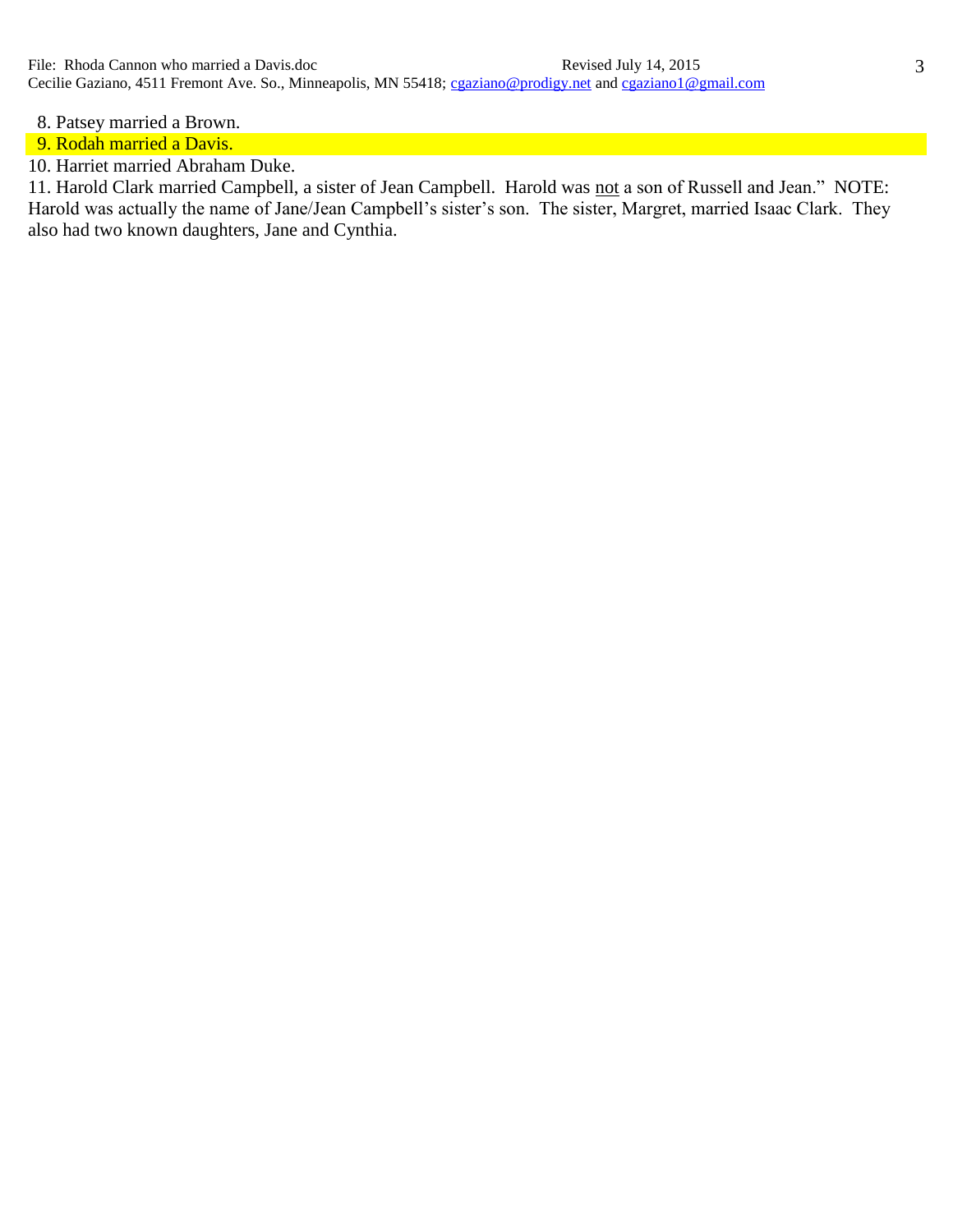8. Patsey married a Brown.
9. Rodah married a Davis.
10. Harriet married Abraham Duke.
11. Harold Clark married Campbell, a sister of Jean Campbell. Harold was not a son of Russell and Jean." NOTE: Harold was actually the name of Jane/Jean Campbell's sister's son. The sister, Margret, married Isaac Clark. They also had two known daughters, Jane and Cynthia.